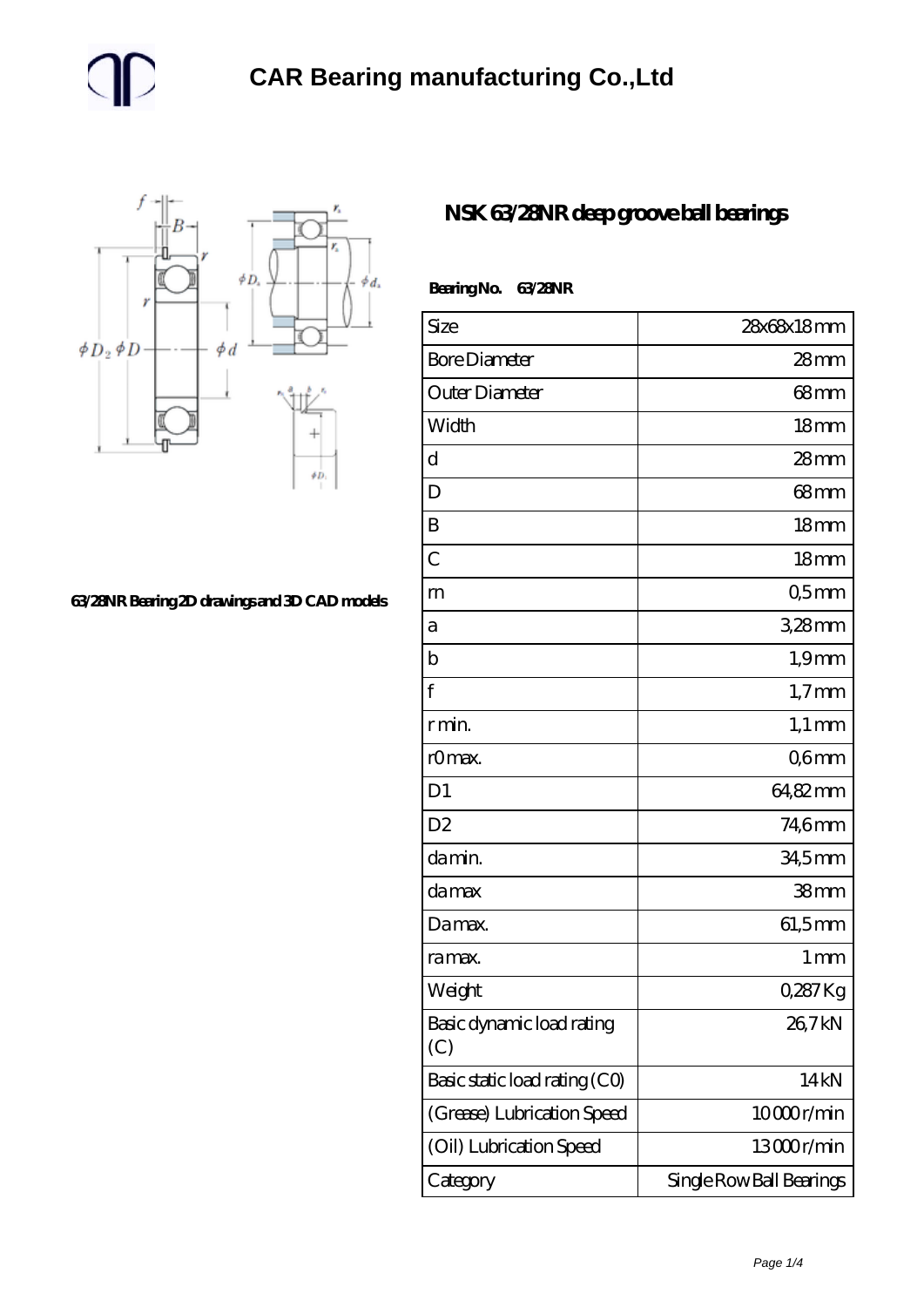# CAR Bearing manufacturing Co.,Ltd

63/28NR Bearing 2D drawings and 3D CAD models

## NSK 63/28NR deep groove ball bearings

**Bearing No. 63/28NR**

| Size | 28x68x18 mm |
|---|---|
| Bore Diameter | 28 mm |
| Outer Diameter | 68 mm |
| Width | 18 mm |
| d | 28 mm |
| D | 68 mm |
| B | 18 mm |
| C | 18 mm |
| rn | 0,5 mm |
| a | 3,28 mm |
| b | 1,9 mm |
| f | 1,7 mm |
| r min. | 1,1 mm |
| r0 max. | 0,6 mm |
| D1 | 64,82 mm |
| D2 | 74,6 mm |
| da min. | 34,5 mm |
| da max | 38 mm |
| Da max. | 61,5 mm |
| ra max. | 1 mm |
| Weight | 0,287 Kg |
| Basic dynamic load rating (C) | 26,7 kN |
| Basic static load rating (C0) | 14 kN |
| (Grease) Lubrication Speed | 10 000 r/min |
| (Oil) Lubrication Speed | 13 000 r/min |
| Category | Single Row Ball Bearings |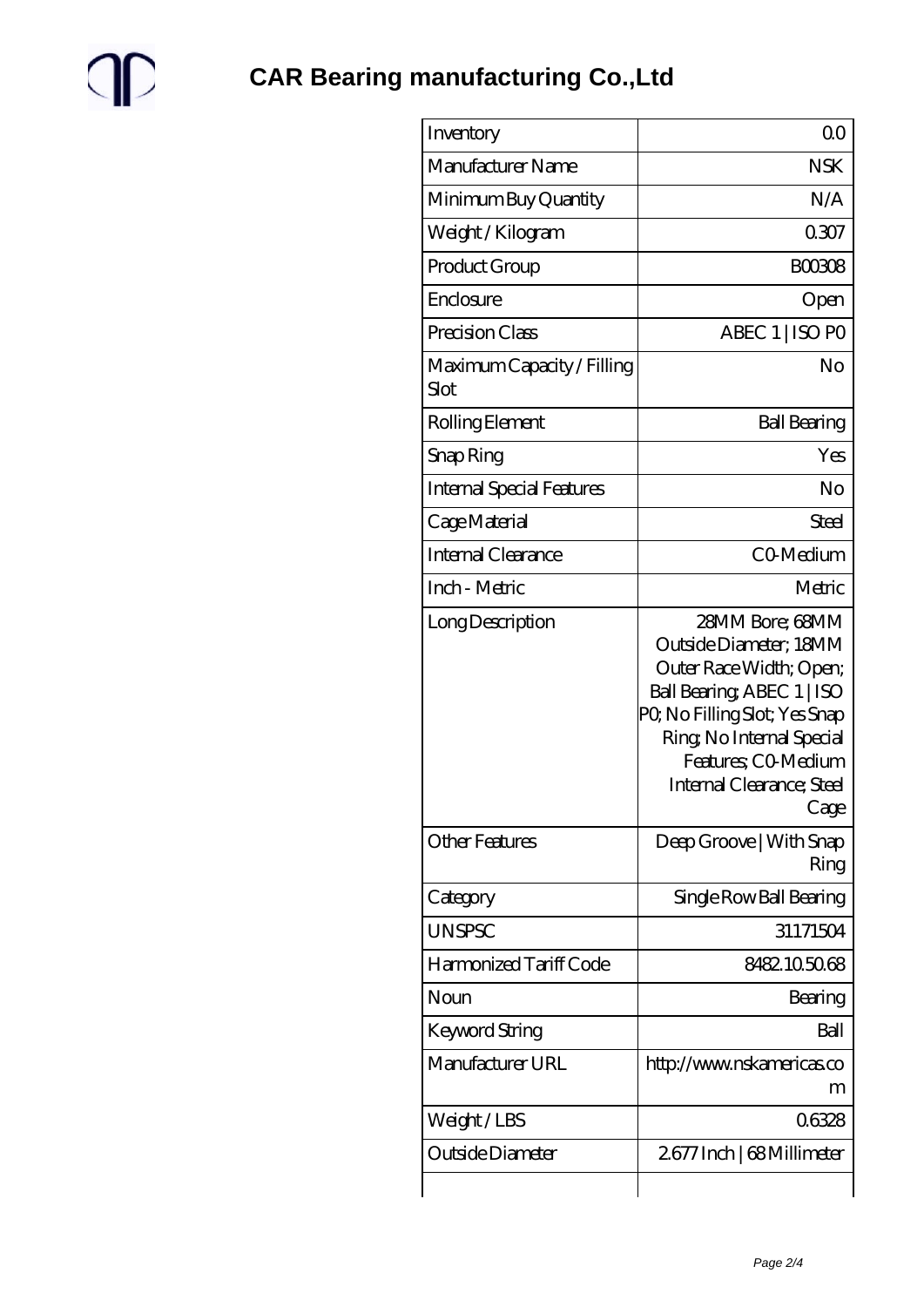# CAR Bearing manufacturing Co.,Ltd

| | |
|---|---|
| Inventory | 0.0 |
| Manufacturer Name | NSK |
| Minimum Buy Quantity | N/A |
| Weight / Kilogram | 0.307 |
| Product Group | B00308 |
| Enclosure | Open |
| Precision Class | ABEC 1 \| ISO P0 |
| Maximum Capacity / Filling Slot | No |
| Rolling Element | Ball Bearing |
| Snap Ring | Yes |
| Internal Special Features | No |
| Cage Material | Steel |
| Internal Clearance | C0-Medium |
| Inch - Metric | Metric |
| Long Description | 28MM Bore; 68MM Outside Diameter; 18MM Outer Race Width; Open; Ball Bearing; ABEC 1 \| ISO P0; No Filling Slot; Yes Snap Ring; No Internal Special Features; C0-Medium Internal Clearance; Steel Cage |
| Other Features | Deep Groove \| With Snap Ring |
| Category | Single Row Ball Bearing |
| UNSPSC | 31171504 |
| Harmonized Tariff Code | 8482.10.50.68 |
| Noun | Bearing |
| Keyword String | Ball |
| Manufacturer URL | http://www.nskamericas.com |
| Weight / LBS | 0.6328 |
| Outside Diameter | 2.677 Inch \| 68 Millimeter |
| | |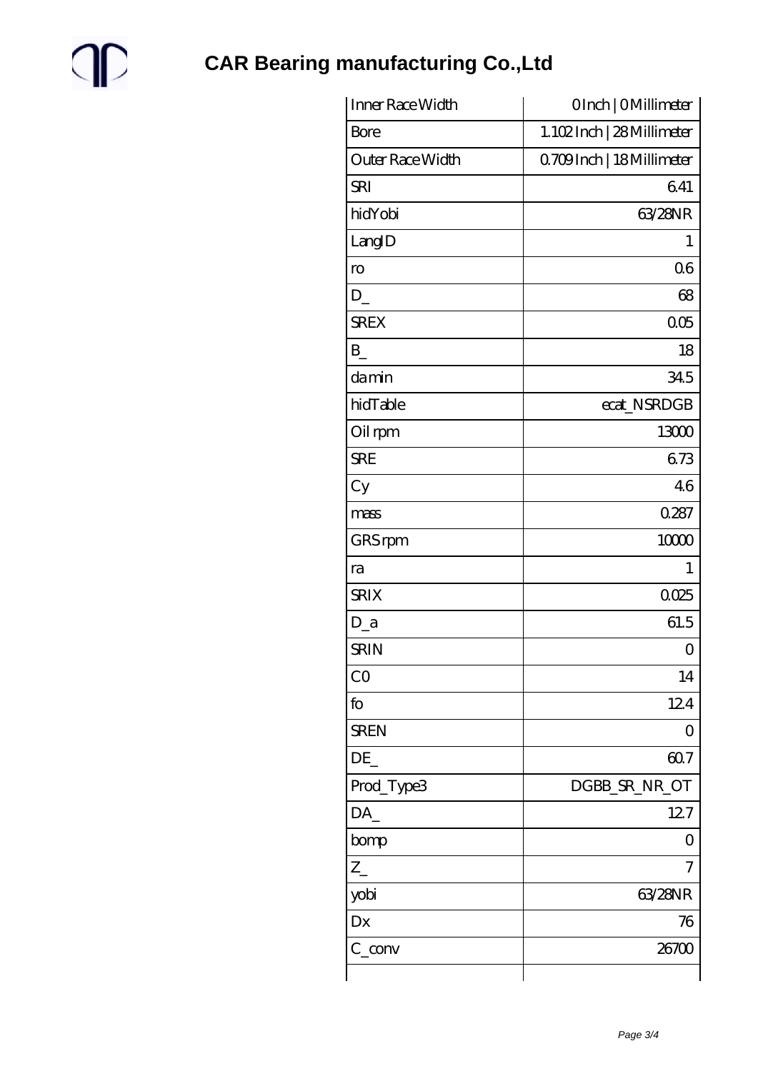| Inner Race Width | 0 Inch \| 0 Millimeter |
|---|---|
| Bore | 1.102 Inch \| 28 Millimeter |
| Outer Race Width | 0.709 Inch \| 18 Millimeter |
| SRI | 6.41 |
| hidYobi | 63/28NR |
| LangID | 1 |
| ro | 0.6 |
| D_ | 68 |
| SREX | 0.05 |
| B_ | 18 |
| da min | 34.5 |
| hidTable | ecat_NSRDGB |
| Oil rpm | 13000 |
| SRE | 6.73 |
| Cy | 4.6 |
| mass | 0.287 |
| GRS rpm | 10000 |
| ra | 1 |
| SRIX | 0.025 |
| D_a | 61.5 |
| SRIN | 0 |
| C0 | 14 |
| fo | 12.4 |
| SREN | 0 |
| DE_ | 60.7 |
| Prod_Type3 | DGBB_SR_NR_OT |
| DA_ | 12.7 |
| bomp | 0 |
| Z_ | 7 |
| yobi | 63/28NR |
| Dx | 76 |
| C_conv | 26700 |
| | |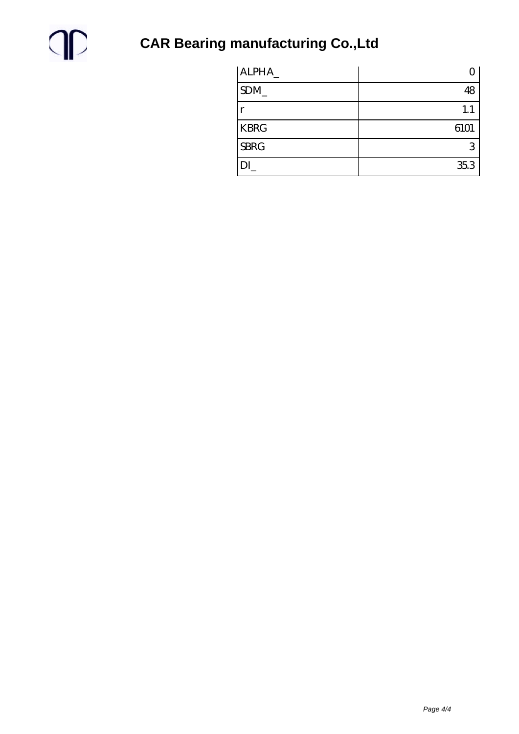| | |
|---|---|
| ALPHA_ | 0 |
| SDM_ | 48 |
| r | 1.1 |
| KBRG | 6101 |
| SBRG | 3 |
| DI_ | 35.3 |